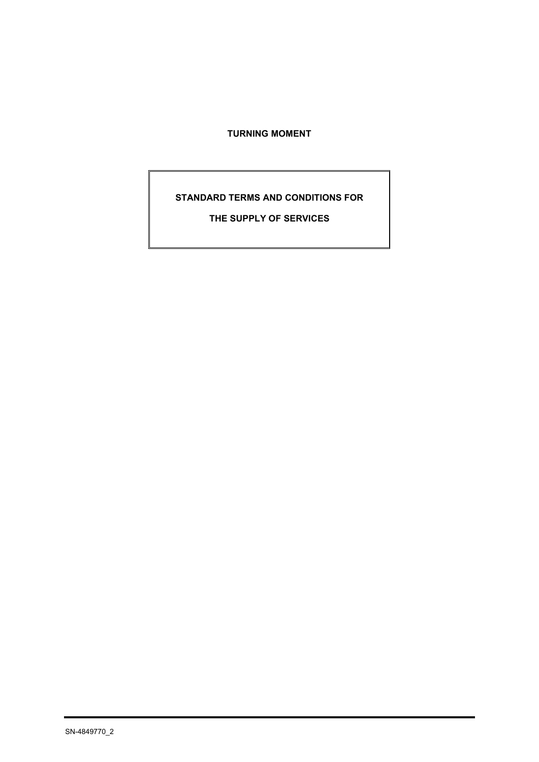**TURNING MOMENT**

# STANDARD TERMS AND CONDITIONS FOR THE SUPPLY OF SERVICES

SN-4849770_2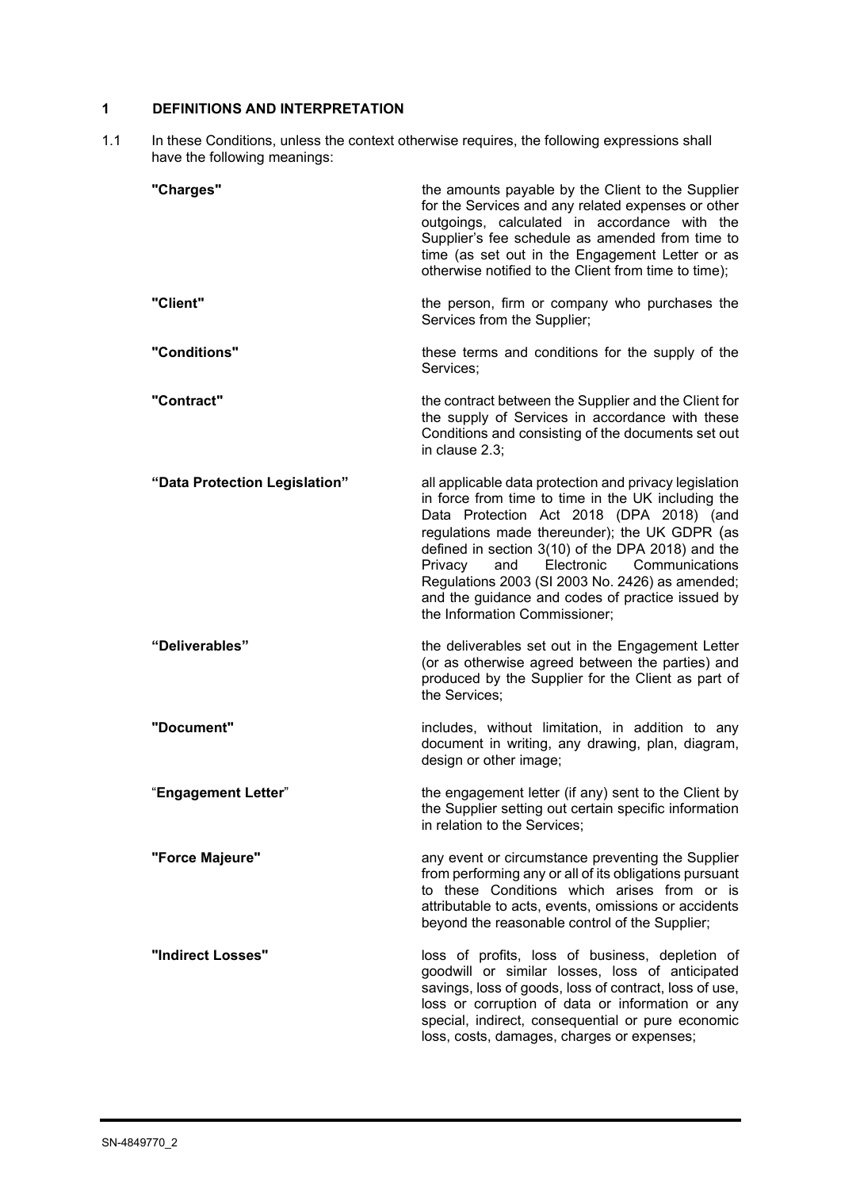## 1 DEFINITIONS AND INTERPRETATION

1.1 In these Conditions, unless the context otherwise requires, the following expressions shall have the following meanings:

**"Charges"** the amounts payable by the Client to the Supplier for the Services and any related expenses or other outgoings, calculated in accordance with the Supplier's fee schedule as amended from time to time (as set out in the Engagement Letter or as otherwise notified to the Client from time to time);

**"Client"** the person, firm or company who purchases the Services from the Supplier;

**"Conditions"** these terms and conditions for the supply of the Services;

**"Contract"** the contract between the Supplier and the Client for the supply of Services in accordance with these Conditions and consisting of the documents set out in clause 2.3;

**"Data Protection Legislation"** all applicable data protection and privacy legislation in force from time to time in the UK including the Data Protection Act 2018 (DPA 2018) (and regulations made thereunder); the UK GDPR (as defined in section 3(10) of the DPA 2018) and the Privacy and Electronic Communications Regulations 2003 (SI 2003 No. 2426) as amended; and the guidance and codes of practice issued by the Information Commissioner;

**"Deliverables"** the deliverables set out in the Engagement Letter (or as otherwise agreed between the parties) and produced by the Supplier for the Client as part of the Services;

**"Document"** includes, without limitation, in addition to any document in writing, any drawing, plan, diagram, design or other image;

"**Engagement Letter**" the engagement letter (if any) sent to the Client by the Supplier setting out certain specific information in relation to the Services;

**"Force Majeure"** any event or circumstance preventing the Supplier from performing any or all of its obligations pursuant to these Conditions which arises from or is attributable to acts, events, omissions or accidents beyond the reasonable control of the Supplier;

**"Indirect Losses"** loss of profits, loss of business, depletion of goodwill or similar losses, loss of anticipated savings, loss of goods, loss of contract, loss of use, loss or corruption of data or information or any special, indirect, consequential or pure economic loss, costs, damages, charges or expenses;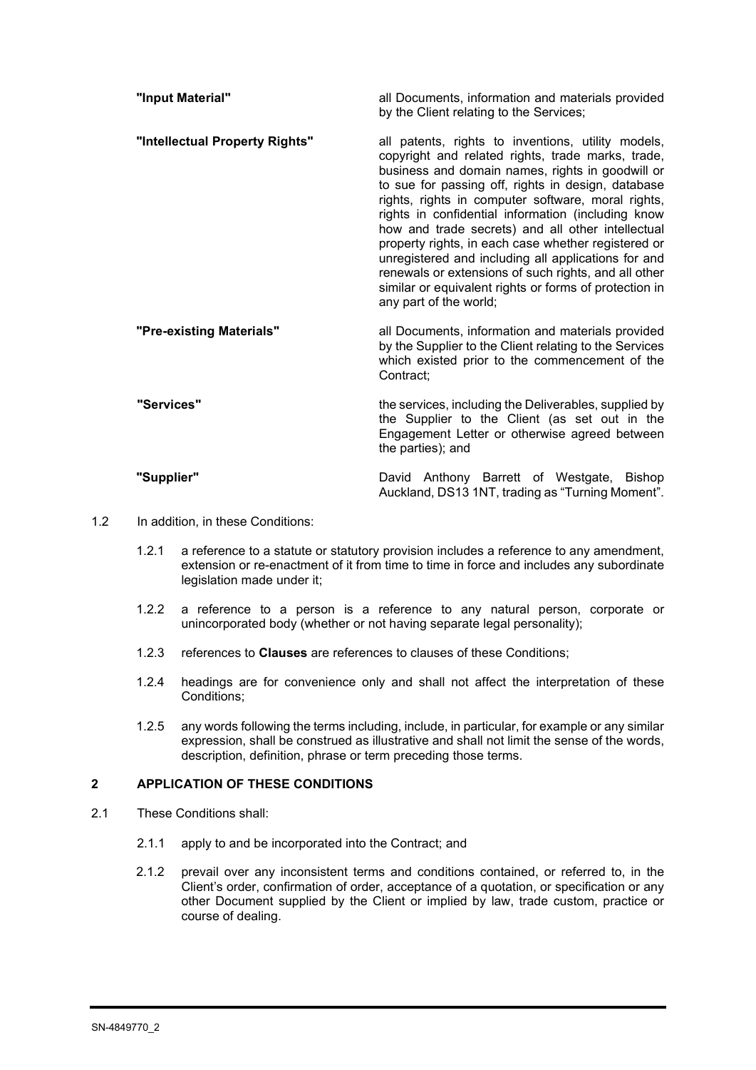| | |
|---|---|
| **"Input Material"** | all Documents, information and materials provided by the Client relating to the Services; |
| **"Intellectual Property Rights"** | all patents, rights to inventions, utility models, copyright and related rights, trade marks, trade, business and domain names, rights in goodwill or to sue for passing off, rights in design, database rights, rights in computer software, moral rights, rights in confidential information (including know how and trade secrets) and all other intellectual property rights, in each case whether registered or unregistered and including all applications for and renewals or extensions of such rights, and all other similar or equivalent rights or forms of protection in any part of the world; |
| **"Pre-existing Materials"** | all Documents, information and materials provided by the Supplier to the Client relating to the Services which existed prior to the commencement of the Contract; |
| **"Services"** | the services, including the Deliverables, supplied by the Supplier to the Client (as set out in the Engagement Letter or otherwise agreed between the parties); and |
| **"Supplier"** | David Anthony Barrett of Westgate, Bishop Auckland, DS13 1NT, trading as "Turning Moment". |

1.2 In addition, in these Conditions:

1.2.1 a reference to a statute or statutory provision includes a reference to any amendment, extension or re-enactment of it from time to time in force and includes any subordinate legislation made under it;

1.2.2 a reference to a person is a reference to any natural person, corporate or unincorporated body (whether or not having separate legal personality);

1.2.3 references to **Clauses** are references to clauses of these Conditions;

1.2.4 headings are for convenience only and shall not affect the interpretation of these Conditions;

1.2.5 any words following the terms including, include, in particular, for example or any similar expression, shall be construed as illustrative and shall not limit the sense of the words, description, definition, phrase or term preceding those terms.

## 2 APPLICATION OF THESE CONDITIONS

2.1 These Conditions shall:

2.1.1 apply to and be incorporated into the Contract; and

2.1.2 prevail over any inconsistent terms and conditions contained, or referred to, in the Client's order, confirmation of order, acceptance of a quotation, or specification or any other Document supplied by the Client or implied by law, trade custom, practice or course of dealing.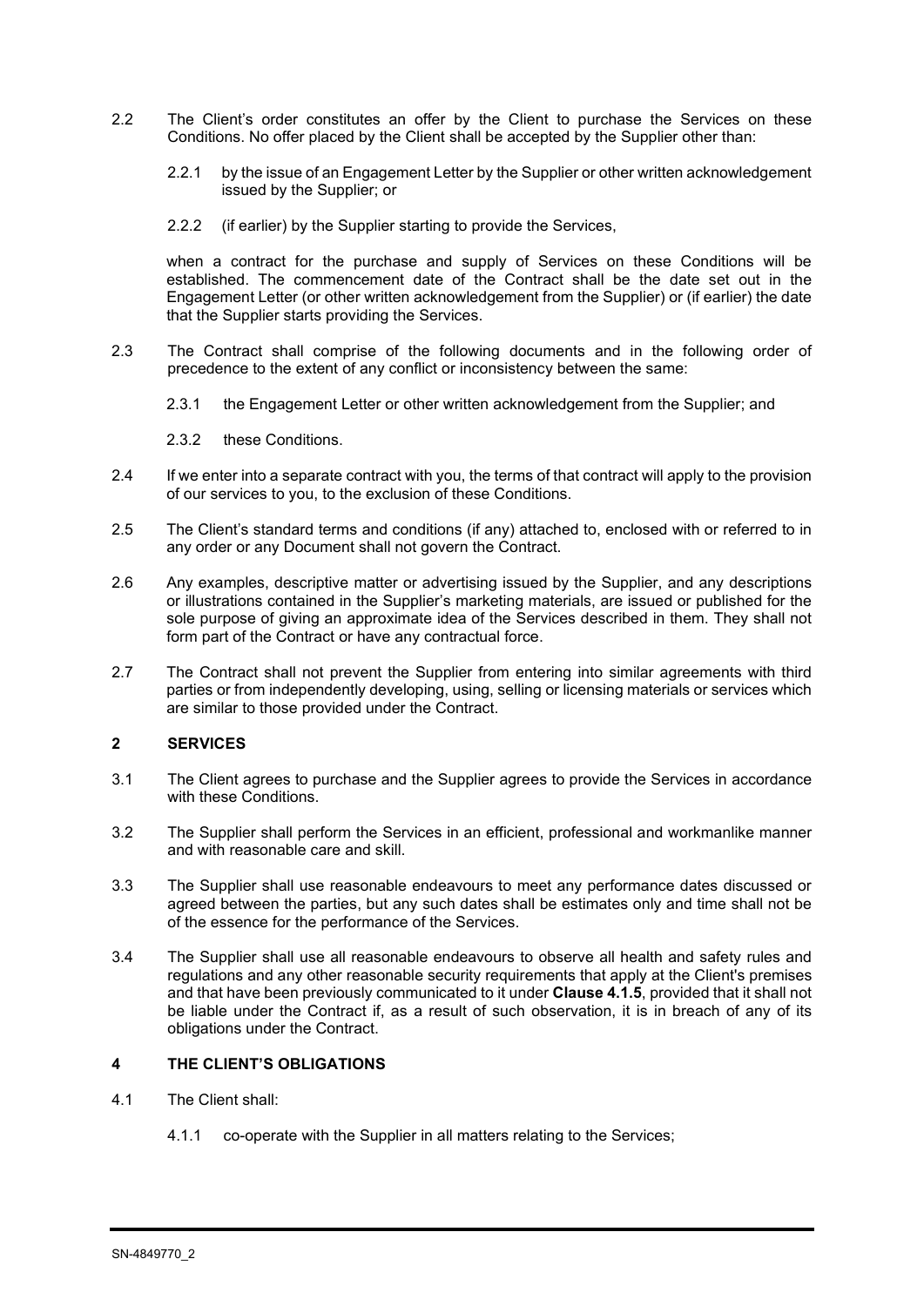2.2 The Client's order constitutes an offer by the Client to purchase the Services on these Conditions. No offer placed by the Client shall be accepted by the Supplier other than:

2.2.1 by the issue of an Engagement Letter by the Supplier or other written acknowledgement issued by the Supplier; or

2.2.2 (if earlier) by the Supplier starting to provide the Services,

when a contract for the purchase and supply of Services on these Conditions will be established. The commencement date of the Contract shall be the date set out in the Engagement Letter (or other written acknowledgement from the Supplier) or (if earlier) the date that the Supplier starts providing the Services.

2.3 The Contract shall comprise of the following documents and in the following order of precedence to the extent of any conflict or inconsistency between the same:

2.3.1 the Engagement Letter or other written acknowledgement from the Supplier; and

2.3.2 these Conditions.

2.4 If we enter into a separate contract with you, the terms of that contract will apply to the provision of our services to you, to the exclusion of these Conditions.

2.5 The Client's standard terms and conditions (if any) attached to, enclosed with or referred to in any order or any Document shall not govern the Contract.

2.6 Any examples, descriptive matter or advertising issued by the Supplier, and any descriptions or illustrations contained in the Supplier's marketing materials, are issued or published for the sole purpose of giving an approximate idea of the Services described in them. They shall not form part of the Contract or have any contractual force.

2.7 The Contract shall not prevent the Supplier from entering into similar agreements with third parties or from independently developing, using, selling or licensing materials or services which are similar to those provided under the Contract.

## 2 SERVICES

3.1 The Client agrees to purchase and the Supplier agrees to provide the Services in accordance with these Conditions.

3.2 The Supplier shall perform the Services in an efficient, professional and workmanlike manner and with reasonable care and skill.

3.3 The Supplier shall use reasonable endeavours to meet any performance dates discussed or agreed between the parties, but any such dates shall be estimates only and time shall not be of the essence for the performance of the Services.

3.4 The Supplier shall use all reasonable endeavours to observe all health and safety rules and regulations and any other reasonable security requirements that apply at the Client's premises and that have been previously communicated to it under **Clause 4.1.5**, provided that it shall not be liable under the Contract if, as a result of such observation, it is in breach of any of its obligations under the Contract.

## 4 THE CLIENT'S OBLIGATIONS

4.1 The Client shall:

4.1.1 co-operate with the Supplier in all matters relating to the Services;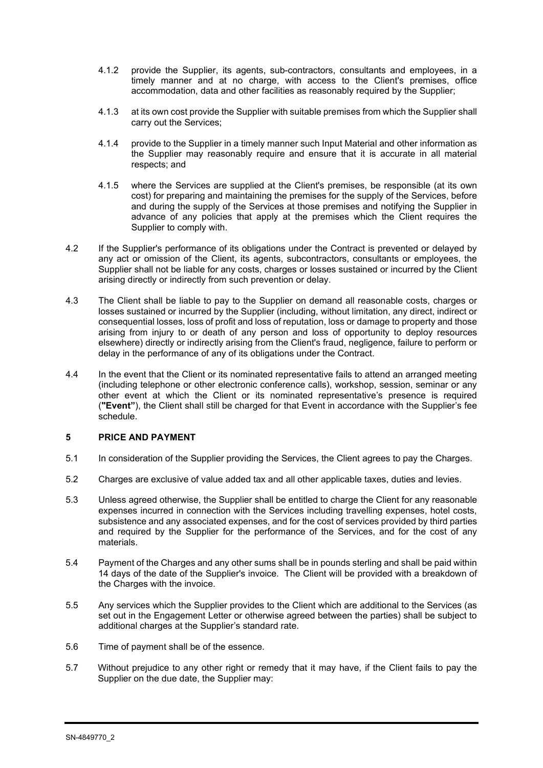4.1.2 provide the Supplier, its agents, sub-contractors, consultants and employees, in a timely manner and at no charge, with access to the Client's premises, office accommodation, data and other facilities as reasonably required by the Supplier;

4.1.3 at its own cost provide the Supplier with suitable premises from which the Supplier shall carry out the Services;

4.1.4 provide to the Supplier in a timely manner such Input Material and other information as the Supplier may reasonably require and ensure that it is accurate in all material respects; and

4.1.5 where the Services are supplied at the Client's premises, be responsible (at its own cost) for preparing and maintaining the premises for the supply of the Services, before and during the supply of the Services at those premises and notifying the Supplier in advance of any policies that apply at the premises which the Client requires the Supplier to comply with.

4.2 If the Supplier's performance of its obligations under the Contract is prevented or delayed by any act or omission of the Client, its agents, subcontractors, consultants or employees, the Supplier shall not be liable for any costs, charges or losses sustained or incurred by the Client arising directly or indirectly from such prevention or delay.

4.3 The Client shall be liable to pay to the Supplier on demand all reasonable costs, charges or losses sustained or incurred by the Supplier (including, without limitation, any direct, indirect or consequential losses, loss of profit and loss of reputation, loss or damage to property and those arising from injury to or death of any person and loss of opportunity to deploy resources elsewhere) directly or indirectly arising from the Client's fraud, negligence, failure to perform or delay in the performance of any of its obligations under the Contract.

4.4 In the event that the Client or its nominated representative fails to attend an arranged meeting (including telephone or other electronic conference calls), workshop, session, seminar or any other event at which the Client or its nominated representative's presence is required (**"Event"**), the Client shall still be charged for that Event in accordance with the Supplier's fee schedule.

## 5 PRICE AND PAYMENT

5.1 In consideration of the Supplier providing the Services, the Client agrees to pay the Charges.

5.2 Charges are exclusive of value added tax and all other applicable taxes, duties and levies.

5.3 Unless agreed otherwise, the Supplier shall be entitled to charge the Client for any reasonable expenses incurred in connection with the Services including travelling expenses, hotel costs, subsistence and any associated expenses, and for the cost of services provided by third parties and required by the Supplier for the performance of the Services, and for the cost of any materials.

5.4 Payment of the Charges and any other sums shall be in pounds sterling and shall be paid within 14 days of the date of the Supplier's invoice. The Client will be provided with a breakdown of the Charges with the invoice.

5.5 Any services which the Supplier provides to the Client which are additional to the Services (as set out in the Engagement Letter or otherwise agreed between the parties) shall be subject to additional charges at the Supplier's standard rate.

5.6 Time of payment shall be of the essence.

5.7 Without prejudice to any other right or remedy that it may have, if the Client fails to pay the Supplier on the due date, the Supplier may: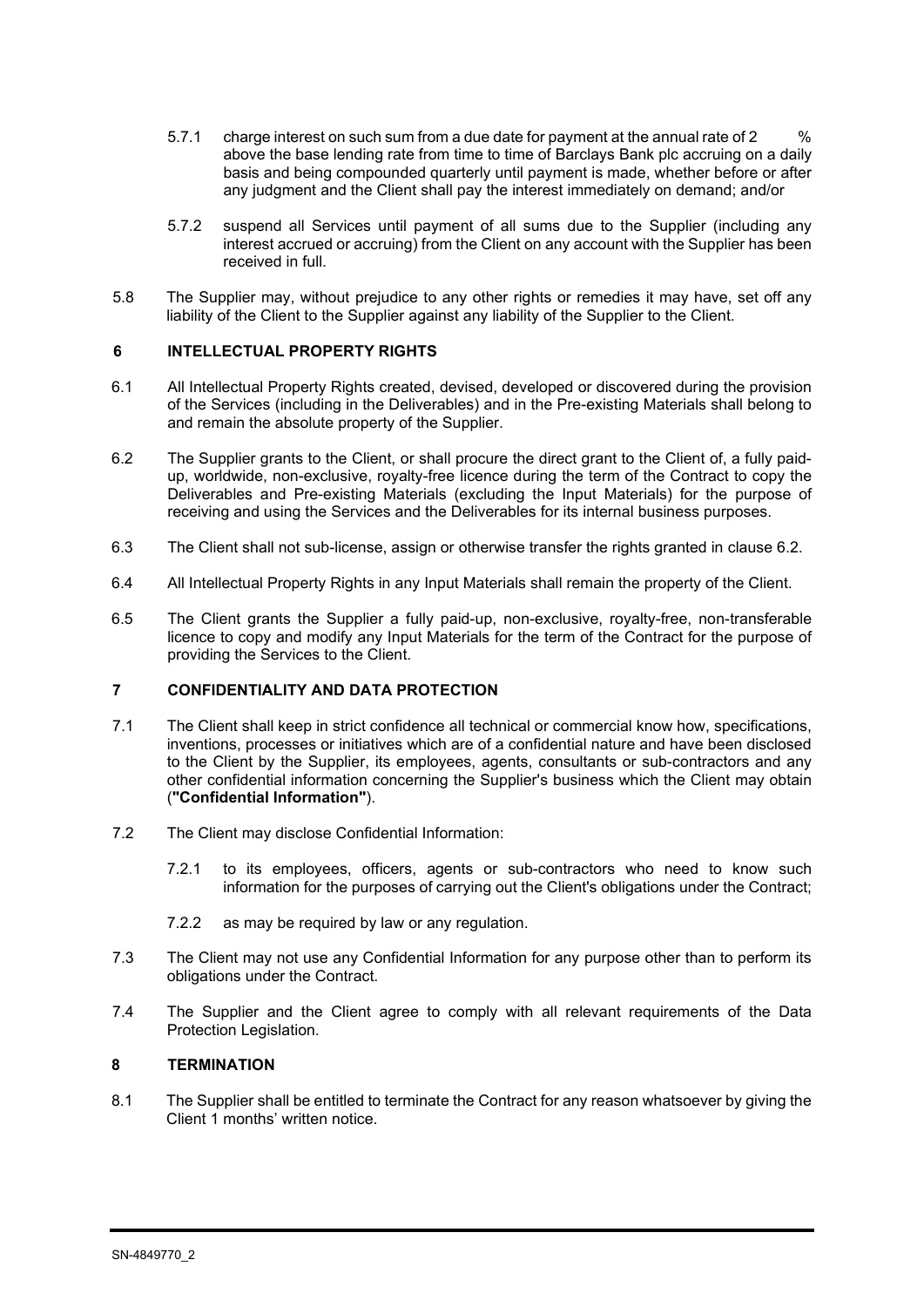5.7.1 charge interest on such sum from a due date for payment at the annual rate of 2 % above the base lending rate from time to time of Barclays Bank plc accruing on a daily basis and being compounded quarterly until payment is made, whether before or after any judgment and the Client shall pay the interest immediately on demand; and/or

5.7.2 suspend all Services until payment of all sums due to the Supplier (including any interest accrued or accruing) from the Client on any account with the Supplier has been received in full.

5.8 The Supplier may, without prejudice to any other rights or remedies it may have, set off any liability of the Client to the Supplier against any liability of the Supplier to the Client.

## 6 INTELLECTUAL PROPERTY RIGHTS

6.1 All Intellectual Property Rights created, devised, developed or discovered during the provision of the Services (including in the Deliverables) and in the Pre-existing Materials shall belong to and remain the absolute property of the Supplier.

6.2 The Supplier grants to the Client, or shall procure the direct grant to the Client of, a fully paid-up, worldwide, non-exclusive, royalty-free licence during the term of the Contract to copy the Deliverables and Pre-existing Materials (excluding the Input Materials) for the purpose of receiving and using the Services and the Deliverables for its internal business purposes.

6.3 The Client shall not sub-license, assign or otherwise transfer the rights granted in clause 6.2.

6.4 All Intellectual Property Rights in any Input Materials shall remain the property of the Client.

6.5 The Client grants the Supplier a fully paid-up, non-exclusive, royalty-free, non-transferable licence to copy and modify any Input Materials for the term of the Contract for the purpose of providing the Services to the Client.

## 7 CONFIDENTIALITY AND DATA PROTECTION

7.1 The Client shall keep in strict confidence all technical or commercial know how, specifications, inventions, processes or initiatives which are of a confidential nature and have been disclosed to the Client by the Supplier, its employees, agents, consultants or sub-contractors and any other confidential information concerning the Supplier's business which the Client may obtain (**"Confidential Information"**).

7.2 The Client may disclose Confidential Information:

7.2.1 to its employees, officers, agents or sub-contractors who need to know such information for the purposes of carrying out the Client's obligations under the Contract;

7.2.2 as may be required by law or any regulation.

7.3 The Client may not use any Confidential Information for any purpose other than to perform its obligations under the Contract.

7.4 The Supplier and the Client agree to comply with all relevant requirements of the Data Protection Legislation.

## 8 TERMINATION

8.1 The Supplier shall be entitled to terminate the Contract for any reason whatsoever by giving the Client 1 months' written notice.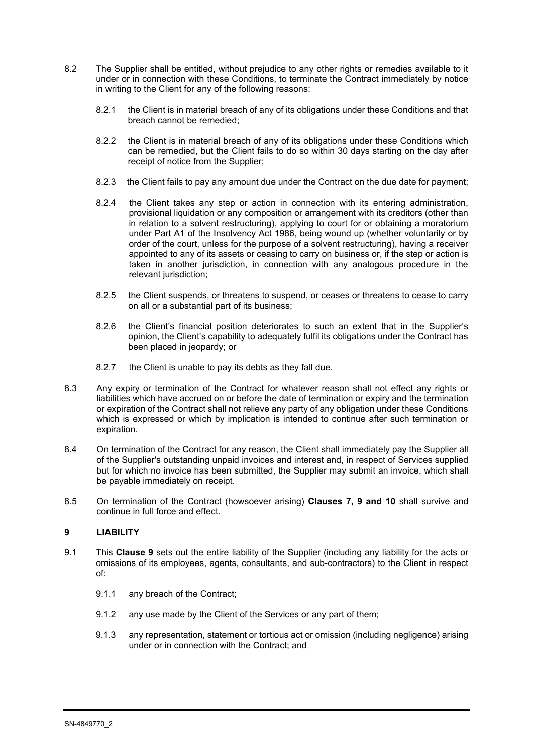8.2 The Supplier shall be entitled, without prejudice to any other rights or remedies available to it under or in connection with these Conditions, to terminate the Contract immediately by notice in writing to the Client for any of the following reasons:

8.2.1 the Client is in material breach of any of its obligations under these Conditions and that breach cannot be remedied;

8.2.2 the Client is in material breach of any of its obligations under these Conditions which can be remedied, but the Client fails to do so within 30 days starting on the day after receipt of notice from the Supplier;

8.2.3 the Client fails to pay any amount due under the Contract on the due date for payment;

8.2.4 the Client takes any step or action in connection with its entering administration, provisional liquidation or any composition or arrangement with its creditors (other than in relation to a solvent restructuring), applying to court for or obtaining a moratorium under Part A1 of the Insolvency Act 1986, being wound up (whether voluntarily or by order of the court, unless for the purpose of a solvent restructuring), having a receiver appointed to any of its assets or ceasing to carry on business or, if the step or action is taken in another jurisdiction, in connection with any analogous procedure in the relevant jurisdiction;

8.2.5 the Client suspends, or threatens to suspend, or ceases or threatens to cease to carry on all or a substantial part of its business;

8.2.6 the Client's financial position deteriorates to such an extent that in the Supplier's opinion, the Client's capability to adequately fulfil its obligations under the Contract has been placed in jeopardy; or

8.2.7 the Client is unable to pay its debts as they fall due.

8.3 Any expiry or termination of the Contract for whatever reason shall not effect any rights or liabilities which have accrued on or before the date of termination or expiry and the termination or expiration of the Contract shall not relieve any party of any obligation under these Conditions which is expressed or which by implication is intended to continue after such termination or expiration.

8.4 On termination of the Contract for any reason, the Client shall immediately pay the Supplier all of the Supplier's outstanding unpaid invoices and interest and, in respect of Services supplied but for which no invoice has been submitted, the Supplier may submit an invoice, which shall be payable immediately on receipt.

8.5 On termination of the Contract (howsoever arising) **Clauses 7, 9 and 10** shall survive and continue in full force and effect.

## 9 LIABILITY

9.1 This **Clause 9** sets out the entire liability of the Supplier (including any liability for the acts or omissions of its employees, agents, consultants, and sub-contractors) to the Client in respect of:

9.1.1 any breach of the Contract;

9.1.2 any use made by the Client of the Services or any part of them;

9.1.3 any representation, statement or tortious act or omission (including negligence) arising under or in connection with the Contract; and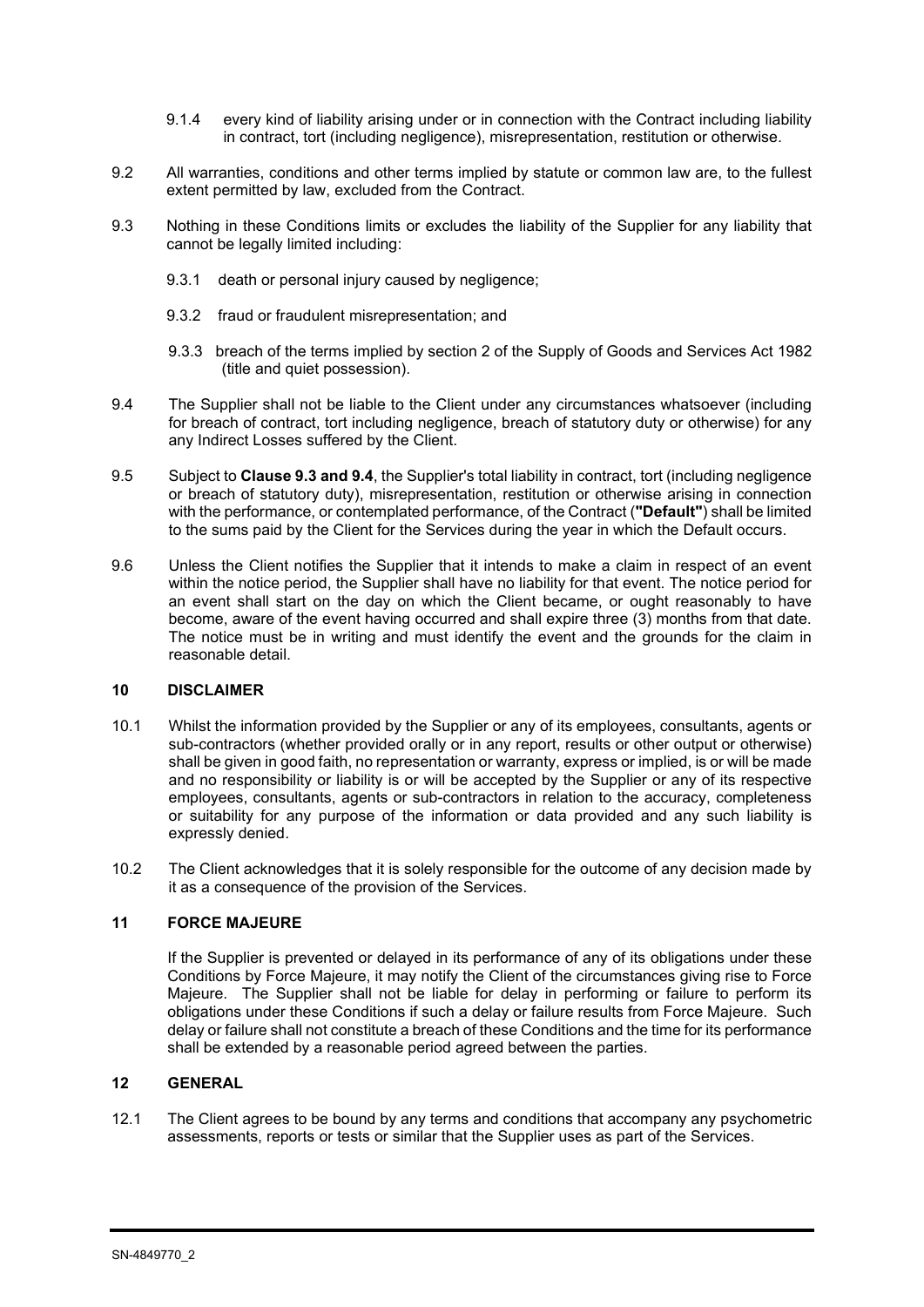9.1.4 every kind of liability arising under or in connection with the Contract including liability in contract, tort (including negligence), misrepresentation, restitution or otherwise.

9.2 All warranties, conditions and other terms implied by statute or common law are, to the fullest extent permitted by law, excluded from the Contract.

9.3 Nothing in these Conditions limits or excludes the liability of the Supplier for any liability that cannot be legally limited including:

9.3.1 death or personal injury caused by negligence;

9.3.2 fraud or fraudulent misrepresentation; and

9.3.3 breach of the terms implied by section 2 of the Supply of Goods and Services Act 1982 (title and quiet possession).

9.4 The Supplier shall not be liable to the Client under any circumstances whatsoever (including for breach of contract, tort including negligence, breach of statutory duty or otherwise) for any any Indirect Losses suffered by the Client.

9.5 Subject to **Clause 9.3 and 9.4**, the Supplier's total liability in contract, tort (including negligence or breach of statutory duty), misrepresentation, restitution or otherwise arising in connection with the performance, or contemplated performance, of the Contract (**"Default"**) shall be limited to the sums paid by the Client for the Services during the year in which the Default occurs.

9.6 Unless the Client notifies the Supplier that it intends to make a claim in respect of an event within the notice period, the Supplier shall have no liability for that event. The notice period for an event shall start on the day on which the Client became, or ought reasonably to have become, aware of the event having occurred and shall expire three (3) months from that date. The notice must be in writing and must identify the event and the grounds for the claim in reasonable detail.

## 10 DISCLAIMER

10.1 Whilst the information provided by the Supplier or any of its employees, consultants, agents or sub-contractors (whether provided orally or in any report, results or other output or otherwise) shall be given in good faith, no representation or warranty, express or implied, is or will be made and no responsibility or liability is or will be accepted by the Supplier or any of its respective employees, consultants, agents or sub-contractors in relation to the accuracy, completeness or suitability for any purpose of the information or data provided and any such liability is expressly denied.

10.2 The Client acknowledges that it is solely responsible for the outcome of any decision made by it as a consequence of the provision of the Services.

## 11 FORCE MAJEURE

If the Supplier is prevented or delayed in its performance of any of its obligations under these Conditions by Force Majeure, it may notify the Client of the circumstances giving rise to Force Majeure. The Supplier shall not be liable for delay in performing or failure to perform its obligations under these Conditions if such a delay or failure results from Force Majeure. Such delay or failure shall not constitute a breach of these Conditions and the time for its performance shall be extended by a reasonable period agreed between the parties.

## 12 GENERAL

12.1 The Client agrees to be bound by any terms and conditions that accompany any psychometric assessments, reports or tests or similar that the Supplier uses as part of the Services.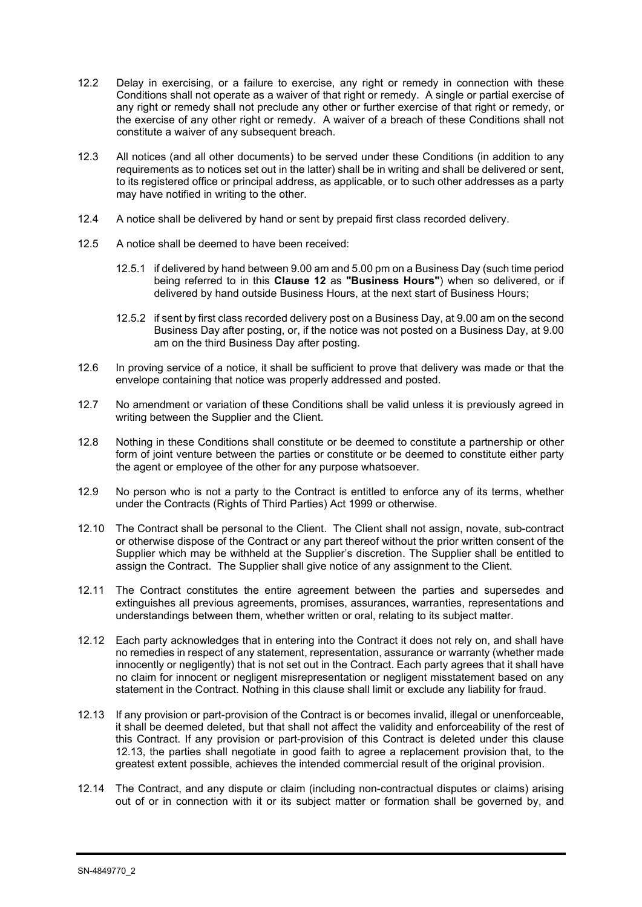12.2 Delay in exercising, or a failure to exercise, any right or remedy in connection with these Conditions shall not operate as a waiver of that right or remedy. A single or partial exercise of any right or remedy shall not preclude any other or further exercise of that right or remedy, or the exercise of any other right or remedy. A waiver of a breach of these Conditions shall not constitute a waiver of any subsequent breach.

12.3 All notices (and all other documents) to be served under these Conditions (in addition to any requirements as to notices set out in the latter) shall be in writing and shall be delivered or sent, to its registered office or principal address, as applicable, or to such other addresses as a party may have notified in writing to the other.

12.4 A notice shall be delivered by hand or sent by prepaid first class recorded delivery.

12.5 A notice shall be deemed to have been received:

12.5.1 if delivered by hand between 9.00 am and 5.00 pm on a Business Day (such time period being referred to in this **Clause 12** as **"Business Hours"**) when so delivered, or if delivered by hand outside Business Hours, at the next start of Business Hours;

12.5.2 if sent by first class recorded delivery post on a Business Day, at 9.00 am on the second Business Day after posting, or, if the notice was not posted on a Business Day, at 9.00 am on the third Business Day after posting.

12.6 In proving service of a notice, it shall be sufficient to prove that delivery was made or that the envelope containing that notice was properly addressed and posted.

12.7 No amendment or variation of these Conditions shall be valid unless it is previously agreed in writing between the Supplier and the Client.

12.8 Nothing in these Conditions shall constitute or be deemed to constitute a partnership or other form of joint venture between the parties or constitute or be deemed to constitute either party the agent or employee of the other for any purpose whatsoever.

12.9 No person who is not a party to the Contract is entitled to enforce any of its terms, whether under the Contracts (Rights of Third Parties) Act 1999 or otherwise.

12.10 The Contract shall be personal to the Client. The Client shall not assign, novate, sub-contract or otherwise dispose of the Contract or any part thereof without the prior written consent of the Supplier which may be withheld at the Supplier's discretion. The Supplier shall be entitled to assign the Contract. The Supplier shall give notice of any assignment to the Client.

12.11 The Contract constitutes the entire agreement between the parties and supersedes and extinguishes all previous agreements, promises, assurances, warranties, representations and understandings between them, whether written or oral, relating to its subject matter.

12.12 Each party acknowledges that in entering into the Contract it does not rely on, and shall have no remedies in respect of any statement, representation, assurance or warranty (whether made innocently or negligently) that is not set out in the Contract. Each party agrees that it shall have no claim for innocent or negligent misrepresentation or negligent misstatement based on any statement in the Contract. Nothing in this clause shall limit or exclude any liability for fraud.

12.13 If any provision or part-provision of the Contract is or becomes invalid, illegal or unenforceable, it shall be deemed deleted, but that shall not affect the validity and enforceability of the rest of this Contract. If any provision or part-provision of this Contract is deleted under this clause 12.13, the parties shall negotiate in good faith to agree a replacement provision that, to the greatest extent possible, achieves the intended commercial result of the original provision.

12.14 The Contract, and any dispute or claim (including non-contractual disputes or claims) arising out of or in connection with it or its subject matter or formation shall be governed by, and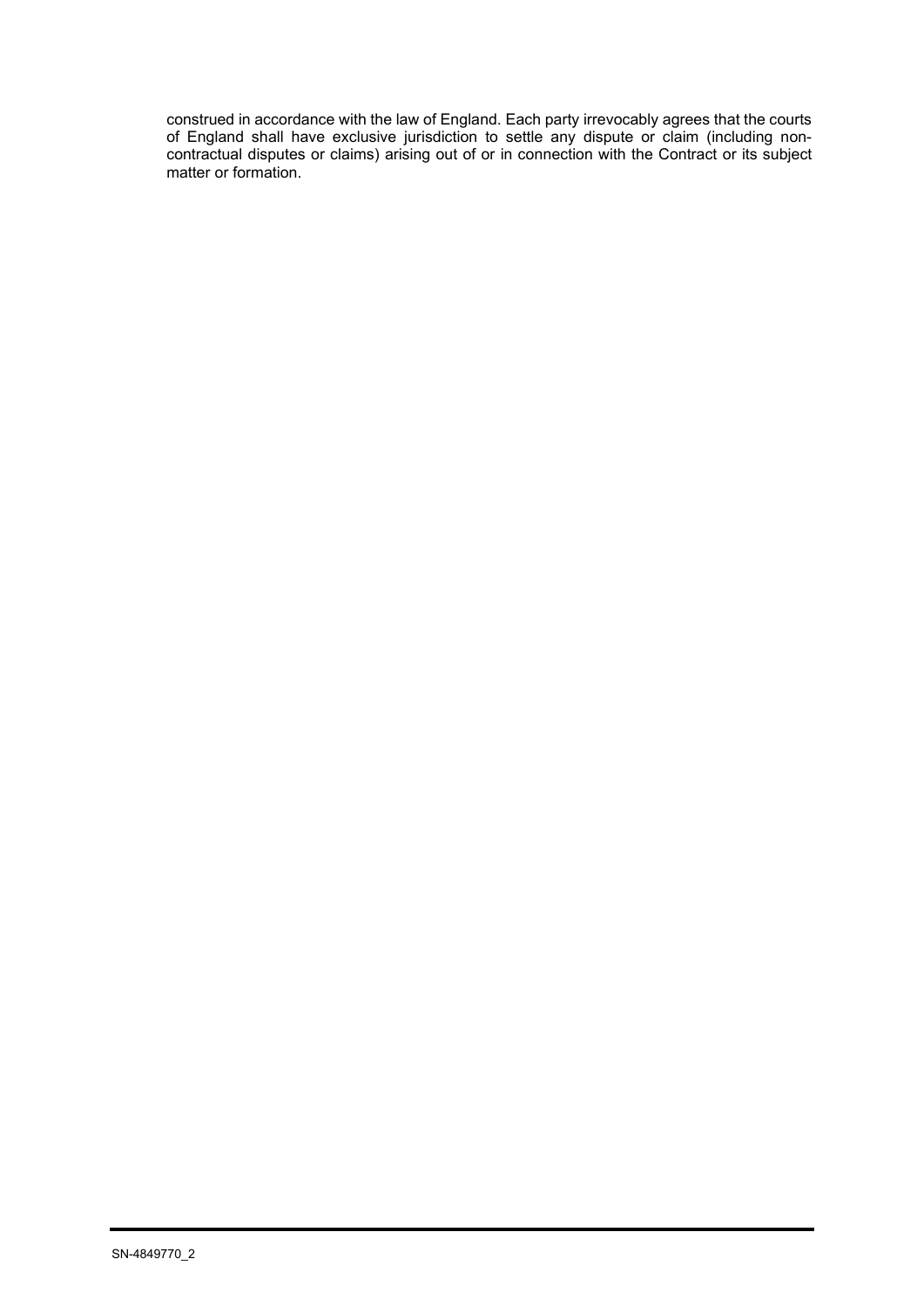construed in accordance with the law of England. Each party irrevocably agrees that the courts of England shall have exclusive jurisdiction to settle any dispute or claim (including non-contractual disputes or claims) arising out of or in connection with the Contract or its subject matter or formation.